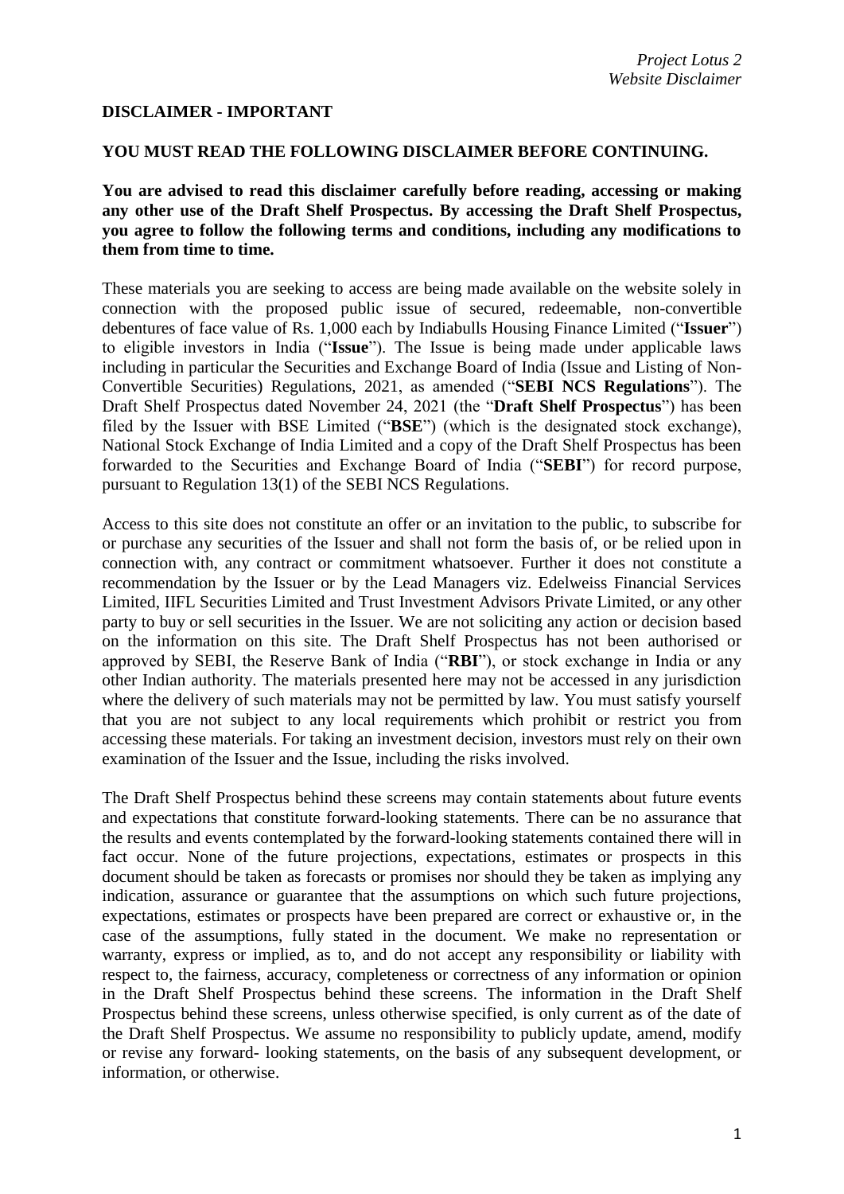**DISCLAIMER - IMPORTANT**

**YOU MUST READ THE FOLLOWING DISCLAIMER BEFORE CONTINUING.**

**You are advised to read this disclaimer carefully before reading, accessing or making any other use of the Draft Shelf Prospectus. By accessing the Draft Shelf Prospectus, you agree to follow the following terms and conditions, including any modifications to them from time to time.**

These materials you are seeking to access are being made available on the website solely in connection with the proposed public issue of secured, redeemable, non-convertible debentures of face value of Rs. 1,000 each by Indiabulls Housing Finance Limited ("**Issuer**") to eligible investors in India ("**Issue**"). The Issue is being made under applicable laws including in particular the Securities and Exchange Board of India (Issue and Listing of Non-Convertible Securities) Regulations, 2021, as amended ("**SEBI NCS Regulations**"). The Draft Shelf Prospectus dated November 24, 2021 (the "**Draft Shelf Prospectus**") has been filed by the Issuer with BSE Limited ("**BSE**") (which is the designated stock exchange), National Stock Exchange of India Limited and a copy of the Draft Shelf Prospectus has been forwarded to the Securities and Exchange Board of India ("**SEBI**") for record purpose, pursuant to Regulation 13(1) of the SEBI NCS Regulations.

Access to this site does not constitute an offer or an invitation to the public, to subscribe for or purchase any securities of the Issuer and shall not form the basis of, or be relied upon in connection with, any contract or commitment whatsoever. Further it does not constitute a recommendation by the Issuer or by the Lead Managers viz. Edelweiss Financial Services Limited, IIFL Securities Limited and Trust Investment Advisors Private Limited, or any other party to buy or sell securities in the Issuer. We are not soliciting any action or decision based on the information on this site. The Draft Shelf Prospectus has not been authorised or approved by SEBI, the Reserve Bank of India ("**RBI**"), or stock exchange in India or any other Indian authority. The materials presented here may not be accessed in any jurisdiction where the delivery of such materials may not be permitted by law. You must satisfy yourself that you are not subject to any local requirements which prohibit or restrict you from accessing these materials. For taking an investment decision, investors must rely on their own examination of the Issuer and the Issue, including the risks involved.

The Draft Shelf Prospectus behind these screens may contain statements about future events and expectations that constitute forward-looking statements. There can be no assurance that the results and events contemplated by the forward-looking statements contained there will in fact occur. None of the future projections, expectations, estimates or prospects in this document should be taken as forecasts or promises nor should they be taken as implying any indication, assurance or guarantee that the assumptions on which such future projections, expectations, estimates or prospects have been prepared are correct or exhaustive or, in the case of the assumptions, fully stated in the document. We make no representation or warranty, express or implied, as to, and do not accept any responsibility or liability with respect to, the fairness, accuracy, completeness or correctness of any information or opinion in the Draft Shelf Prospectus behind these screens. The information in the Draft Shelf Prospectus behind these screens, unless otherwise specified, is only current as of the date of the Draft Shelf Prospectus. We assume no responsibility to publicly update, amend, modify or revise any forward- looking statements, on the basis of any subsequent development, or information, or otherwise.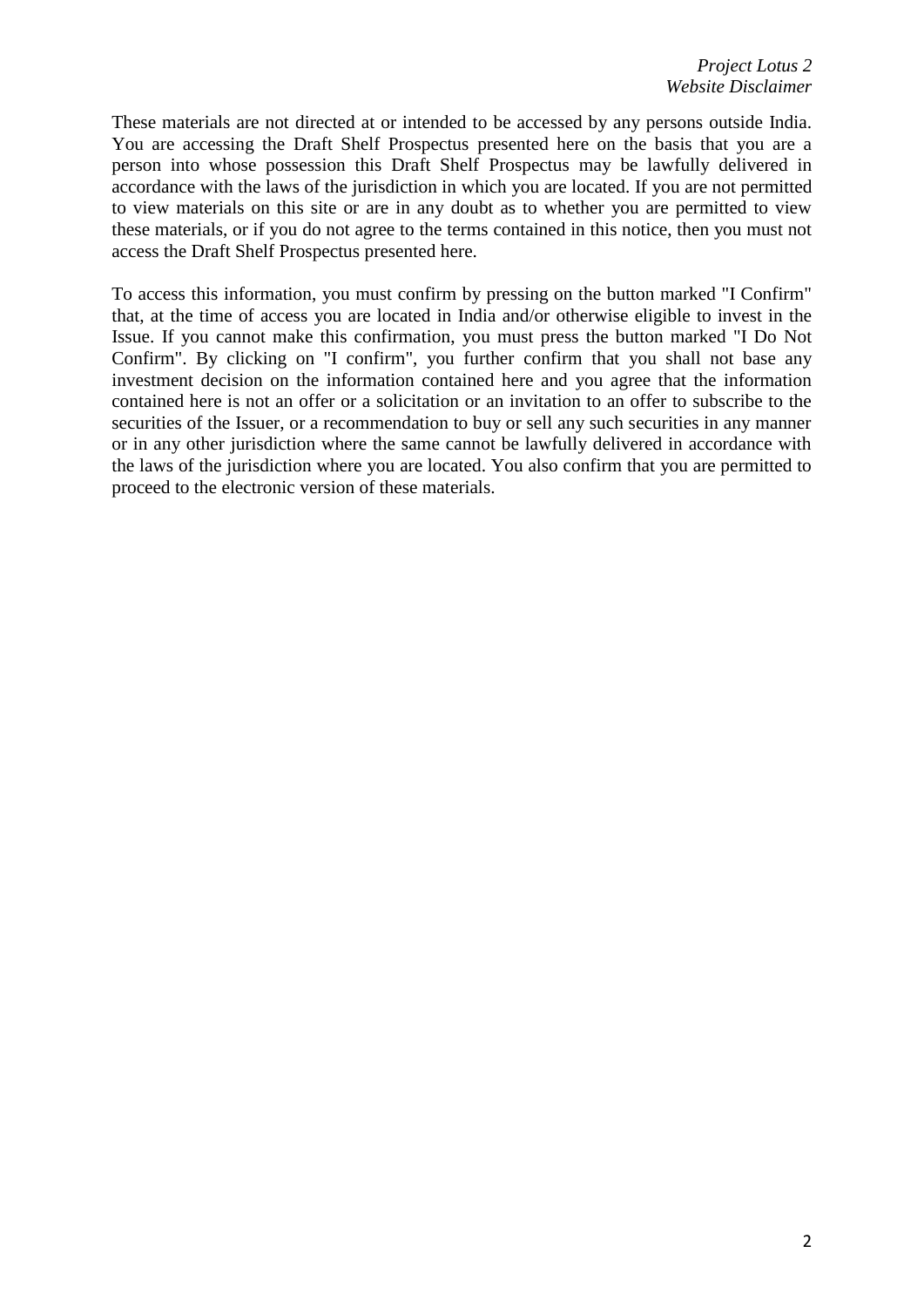These materials are not directed at or intended to be accessed by any persons outside India. You are accessing the Draft Shelf Prospectus presented here on the basis that you are a person into whose possession this Draft Shelf Prospectus may be lawfully delivered in accordance with the laws of the jurisdiction in which you are located. If you are not permitted to view materials on this site or are in any doubt as to whether you are permitted to view these materials, or if you do not agree to the terms contained in this notice, then you must not access the Draft Shelf Prospectus presented here.

To access this information, you must confirm by pressing on the button marked "I Confirm" that, at the time of access you are located in India and/or otherwise eligible to invest in the Issue. If you cannot make this confirmation, you must press the button marked "I Do Not Confirm". By clicking on "I confirm", you further confirm that you shall not base any investment decision on the information contained here and you agree that the information contained here is not an offer or a solicitation or an invitation to an offer to subscribe to the securities of the Issuer, or a recommendation to buy or sell any such securities in any manner or in any other jurisdiction where the same cannot be lawfully delivered in accordance with the laws of the jurisdiction where you are located. You also confirm that you are permitted to proceed to the electronic version of these materials.